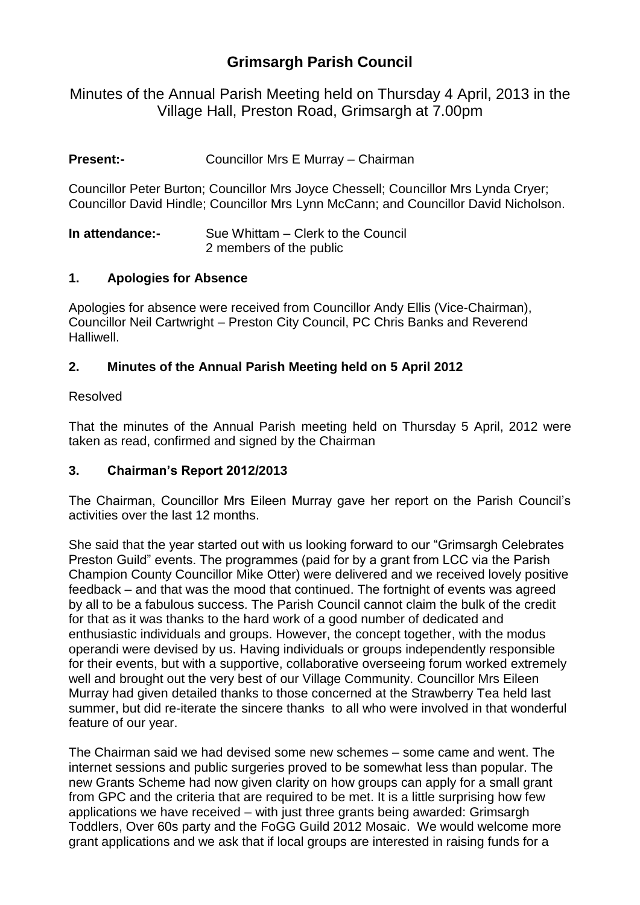# Grimsargh Parish Council

Minutes of the Annual Parish Meeting held on Thursday 4 April, 2013 in the Village Hall, Preston Road, Grimsargh at 7.00pm

**Present:-** Councillor Mrs E Murray – Chairman

Councillor Peter Burton; Councillor Mrs Joyce Chessell; Councillor Mrs Lynda Cryer; Councillor David Hindle; Councillor Mrs Lynn McCann; and Councillor David Nicholson.

**In attendance:-** Sue Whittam – Clerk to the Council
2 members of the public

## 1. Apologies for Absence

Apologies for absence were received from Councillor Andy Ellis (Vice-Chairman), Councillor Neil Cartwright – Preston City Council, PC Chris Banks and Reverend Halliwell.

## 2. Minutes of the Annual Parish Meeting held on 5 April 2012

Resolved

That the minutes of the Annual Parish meeting held on Thursday 5 April, 2012 were taken as read, confirmed and signed by the Chairman

## 3. Chairman's Report 2012/2013

The Chairman, Councillor Mrs Eileen Murray gave her report on the Parish Council's activities over the last 12 months.

She said that the year started out with us looking forward to our "Grimsargh Celebrates Preston Guild" events. The programmes (paid for by a grant from LCC via the Parish Champion County Councillor Mike Otter) were delivered and we received lovely positive feedback – and that was the mood that continued. The fortnight of events was agreed by all to be a fabulous success. The Parish Council cannot claim the bulk of the credit for that as it was thanks to the hard work of a good number of dedicated and enthusiastic individuals and groups. However, the concept together, with the modus operandi were devised by us. Having individuals or groups independently responsible for their events, but with a supportive, collaborative overseeing forum worked extremely well and brought out the very best of our Village Community. Councillor Mrs Eileen Murray had given detailed thanks to those concerned at the Strawberry Tea held last summer, but did re-iterate the sincere thanks to all who were involved in that wonderful feature of our year.

The Chairman said we had devised some new schemes – some came and went. The internet sessions and public surgeries proved to be somewhat less than popular. The new Grants Scheme had now given clarity on how groups can apply for a small grant from GPC and the criteria that are required to be met. It is a little surprising how few applications we have received – with just three grants being awarded: Grimsargh Toddlers, Over 60s party and the FoGG Guild 2012 Mosaic. We would welcome more grant applications and we ask that if local groups are interested in raising funds for a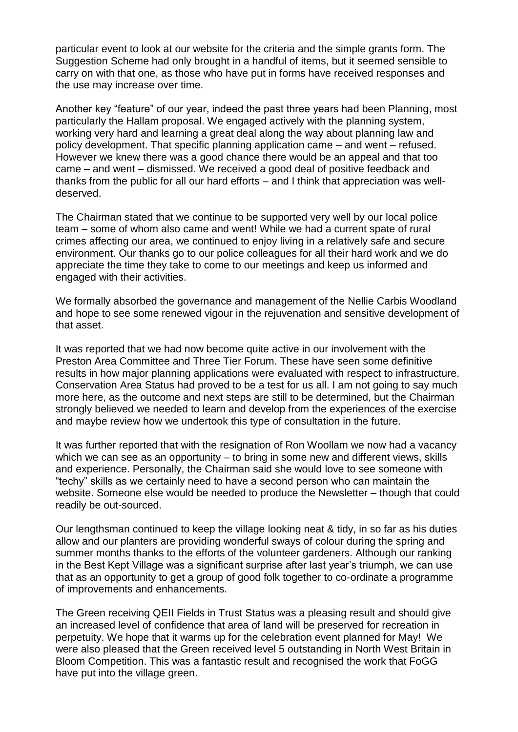particular event to look at our website for the criteria and the simple grants form. The Suggestion Scheme had only brought in a handful of items, but it seemed sensible to carry on with that one, as those who have put in forms have received responses and the use may increase over time.

Another key "feature" of our year, indeed the past three years had been Planning, most particularly the Hallam proposal. We engaged actively with the planning system, working very hard and learning a great deal along the way about planning law and policy development. That specific planning application came – and went – refused. However we knew there was a good chance there would be an appeal and that too came – and went – dismissed. We received a good deal of positive feedback and thanks from the public for all our hard efforts – and I think that appreciation was well-deserved.

The Chairman stated that we continue to be supported very well by our local police team – some of whom also came and went! While we had a current spate of rural crimes affecting our area, we continued to enjoy living in a relatively safe and secure environment. Our thanks go to our police colleagues for all their hard work and we do appreciate the time they take to come to our meetings and keep us informed and engaged with their activities.

We formally absorbed the governance and management of the Nellie Carbis Woodland and hope to see some renewed vigour in the rejuvenation and sensitive development of that asset.

It was reported that we had now become quite active in our involvement with the Preston Area Committee and Three Tier Forum. These have seen some definitive results in how major planning applications were evaluated with respect to infrastructure. Conservation Area Status had proved to be a test for us all. I am not going to say much more here, as the outcome and next steps are still to be determined, but the Chairman strongly believed we needed to learn and develop from the experiences of the exercise and maybe review how we undertook this type of consultation in the future.

It was further reported that with the resignation of Ron Woollam we now had a vacancy which we can see as an opportunity – to bring in some new and different views, skills and experience. Personally, the Chairman said she would love to see someone with "techy" skills as we certainly need to have a second person who can maintain the website. Someone else would be needed to produce the Newsletter – though that could readily be out-sourced.

Our lengthsman continued to keep the village looking neat & tidy, in so far as his duties allow and our planters are providing wonderful sways of colour during the spring and summer months thanks to the efforts of the volunteer gardeners. Although our ranking in the Best Kept Village was a significant surprise after last year's triumph, we can use that as an opportunity to get a group of good folk together to co-ordinate a programme of improvements and enhancements.

The Green receiving QEII Fields in Trust Status was a pleasing result and should give an increased level of confidence that area of land will be preserved for recreation in perpetuity. We hope that it warms up for the celebration event planned for May! We were also pleased that the Green received level 5 outstanding in North West Britain in Bloom Competition. This was a fantastic result and recognised the work that FoGG have put into the village green.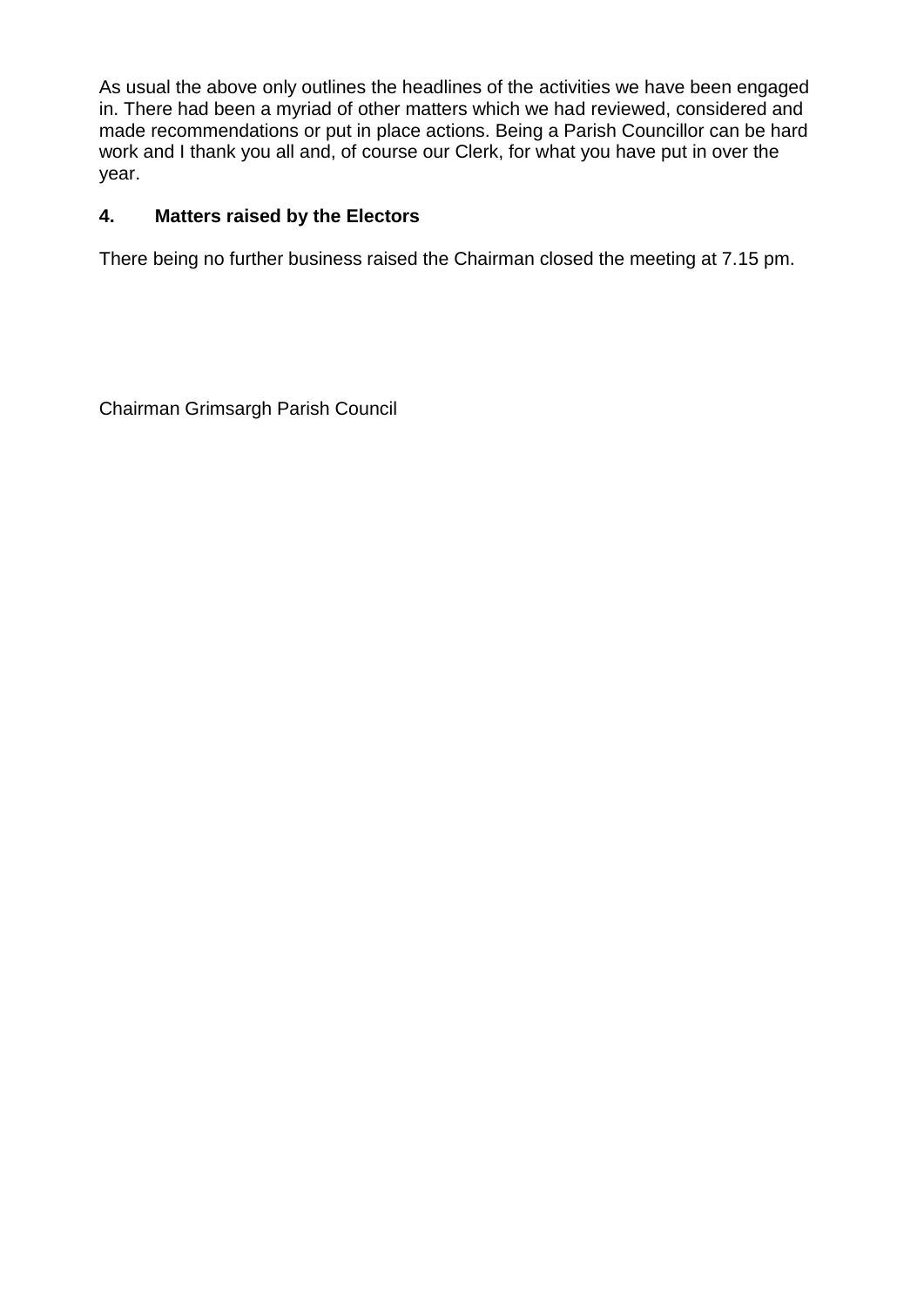As usual the above only outlines the headlines of the activities we have been engaged in. There had been a myriad of other matters which we had reviewed, considered and made recommendations or put in place actions. Being a Parish Councillor can be hard work and I thank you all and, of course our Clerk, for what you have put in over the year.

**4. Matters raised by the Electors**

There being no further business raised the Chairman closed the meeting at 7.15 pm.

Chairman Grimsargh Parish Council